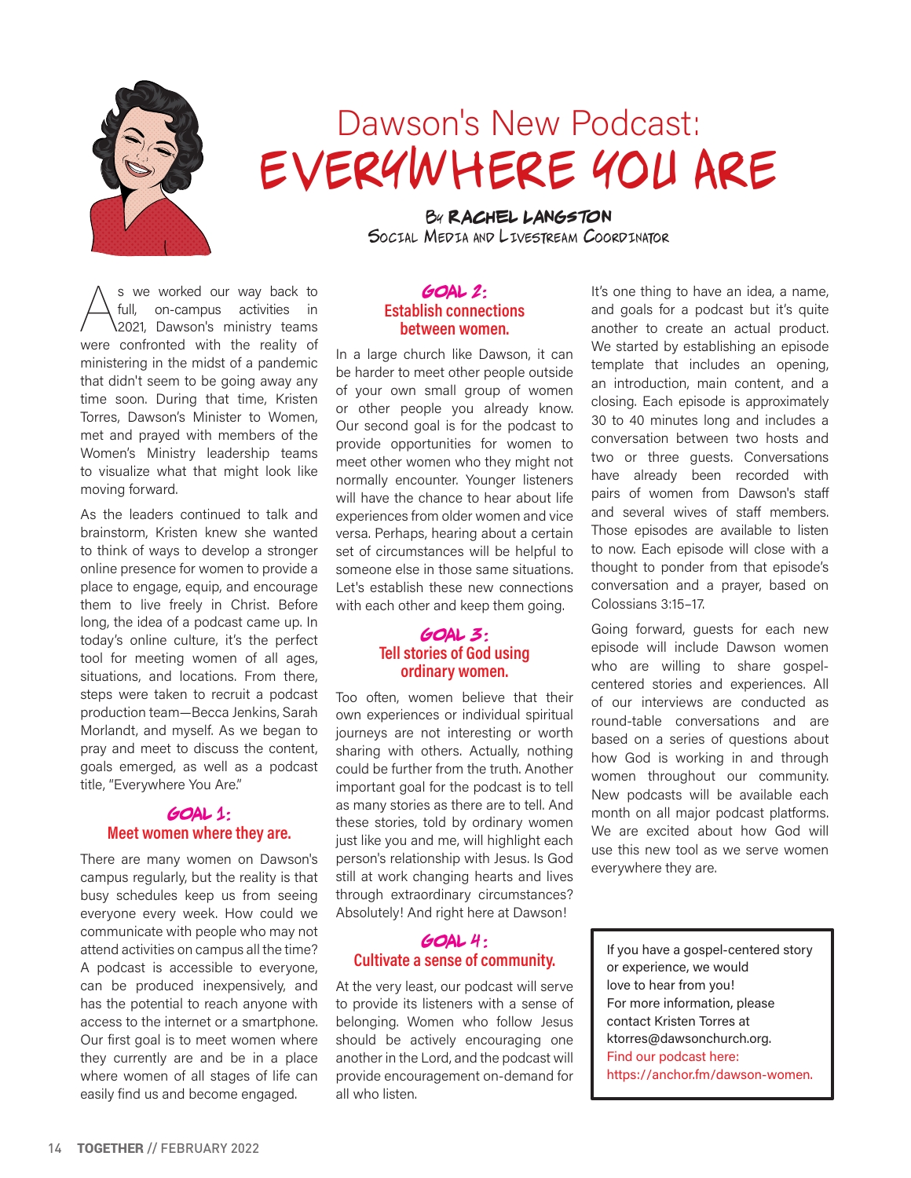# Dawson's New Podcast: EVERYWHERE YOU ARE

By RACHEL LANGSTON
Social Media and Livestream Coordinator

As we worked our way back to full, on-campus activities in 2021, Dawson's ministry teams were confronted with the reality of ministering in the midst of a pandemic that didn't seem to be going away any time soon. During that time, Kristen Torres, Dawson's Minister to Women, met and prayed with members of the Women's Ministry leadership teams to visualize what that might look like moving forward.

As the leaders continued to talk and brainstorm, Kristen knew she wanted to think of ways to develop a stronger online presence for women to provide a place to engage, equip, and encourage them to live freely in Christ. Before long, the idea of a podcast came up. In today's online culture, it's the perfect tool for meeting women of all ages, situations, and locations. From there, steps were taken to recruit a podcast production team—Becca Jenkins, Sarah Morlandt, and myself. As we began to pray and meet to discuss the content, goals emerged, as well as a podcast title, "Everywhere You Are."

## GOAL 1: Meet women where they are.

There are many women on Dawson's campus regularly, but the reality is that busy schedules keep us from seeing everyone every week. How could we communicate with people who may not attend activities on campus all the time? A podcast is accessible to everyone, can be produced inexpensively, and has the potential to reach anyone with access to the internet or a smartphone. Our first goal is to meet women where they currently are and be in a place where women of all stages of life can easily find us and become engaged.

## GOAL 2: Establish connections between women.

In a large church like Dawson, it can be harder to meet other people outside of your own small group of women or other people you already know. Our second goal is for the podcast to provide opportunities for women to meet other women who they might not normally encounter. Younger listeners will have the chance to hear about life experiences from older women and vice versa. Perhaps, hearing about a certain set of circumstances will be helpful to someone else in those same situations. Let's establish these new connections with each other and keep them going.

## GOAL 3: Tell stories of God using ordinary women.

Too often, women believe that their own experiences or individual spiritual journeys are not interesting or worth sharing with others. Actually, nothing could be further from the truth. Another important goal for the podcast is to tell as many stories as there are to tell. And these stories, told by ordinary women just like you and me, will highlight each person's relationship with Jesus. Is God still at work changing hearts and lives through extraordinary circumstances? Absolutely! And right here at Dawson!

## GOAL 4: Cultivate a sense of community.

At the very least, our podcast will serve to provide its listeners with a sense of belonging. Women who follow Jesus should be actively encouraging one another in the Lord, and the podcast will provide encouragement on-demand for all who listen.

It's one thing to have an idea, a name, and goals for a podcast but it's quite another to create an actual product. We started by establishing an episode template that includes an opening, an introduction, main content, and a closing. Each episode is approximately 30 to 40 minutes long and includes a conversation between two hosts and two or three guests. Conversations have already been recorded with pairs of women from Dawson's staff and several wives of staff members. Those episodes are available to listen to now. Each episode will close with a thought to ponder from that episode's conversation and a prayer, based on Colossians 3:15–17.

Going forward, guests for each new episode will include Dawson women who are willing to share gospel-centered stories and experiences. All of our interviews are conducted as round-table conversations and are based on a series of questions about how God is working in and through women throughout our community. New podcasts will be available each month on all major podcast platforms. We are excited about how God will use this new tool as we serve women everywhere they are.

> If you have a gospel-centered story or experience, we would love to hear from you!
> For more information, please contact Kristen Torres at ktorres@dawsonchurch.org.
> Find our podcast here: https://anchor.fm/dawson-women.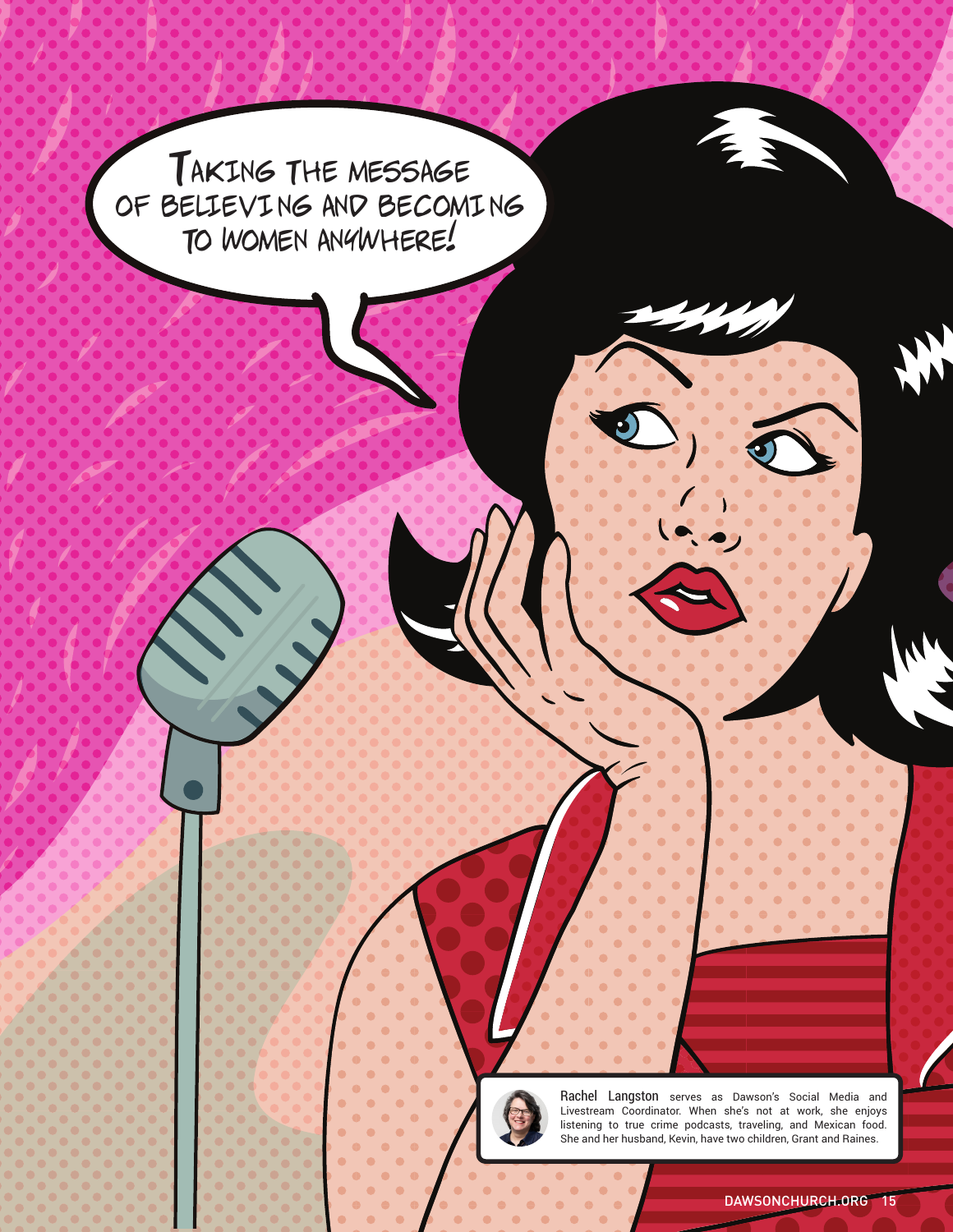TAKING THE MESSAGE OF BELIEVING AND BECOMING TO WOMEN ANYWHERE!

Rachel Langston serves as Dawson's Social Media and Livestream Coordinator. When she's not at work, she enjoys listening to true crime podcasts, traveling, and Mexican food. She and her husband, Kevin, have two children, Grant and Raines.